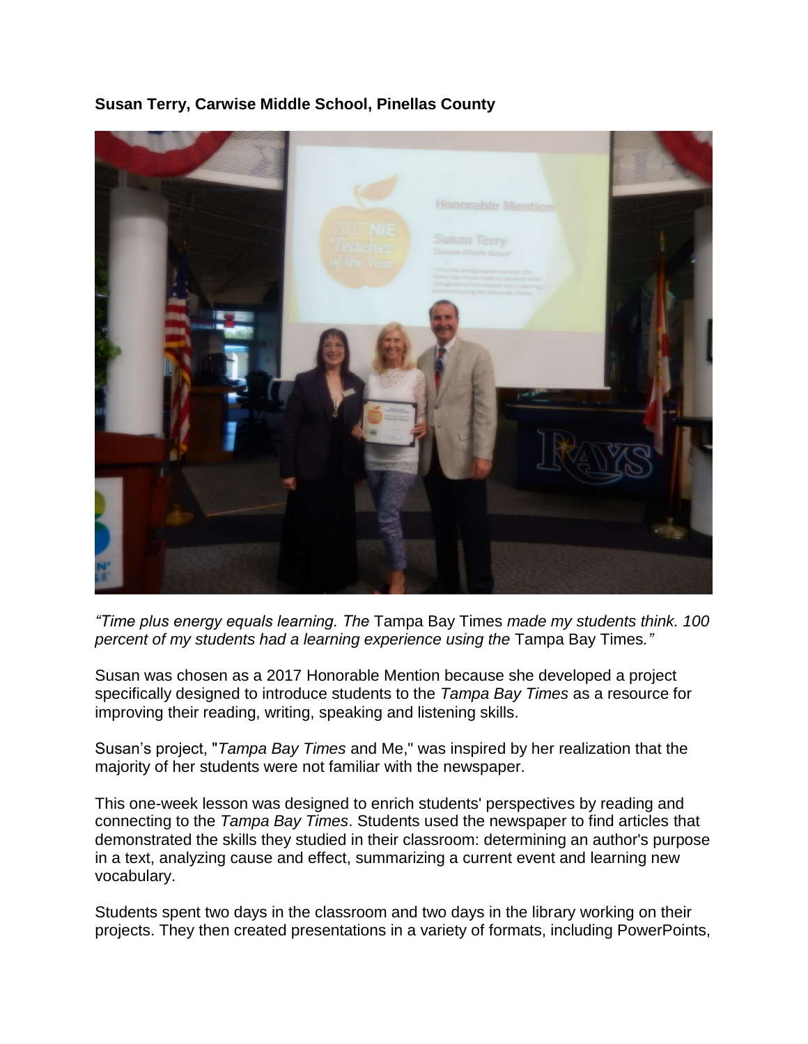**Susan Terry, Carwise Middle School, Pinellas County**

*"Time plus energy equals learning. The* Tampa Bay Times *made my students think. 100 percent of my students had a learning experience using the* Tampa Bay Times*."*

Susan was chosen as a 2017 Honorable Mention because she developed a project specifically designed to introduce students to the *Tampa Bay Times* as a resource for improving their reading, writing, speaking and listening skills.

Susan's project, "*Tampa Bay Times* and Me," was inspired by her realization that the majority of her students were not familiar with the newspaper.

This one-week lesson was designed to enrich students' perspectives by reading and connecting to the *Tampa Bay Times*. Students used the newspaper to find articles that demonstrated the skills they studied in their classroom: determining an author's purpose in a text, analyzing cause and effect, summarizing a current event and learning new vocabulary.

Students spent two days in the classroom and two days in the library working on their projects. They then created presentations in a variety of formats, including PowerPoints,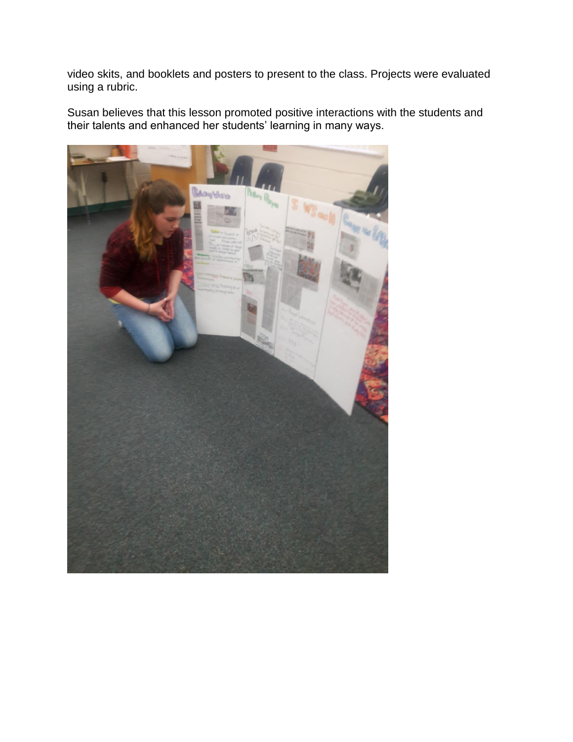video skits, and booklets and posters to present to the class. Projects were evaluated using a rubric.

Susan believes that this lesson promoted positive interactions with the students and their talents and enhanced her students' learning in many ways.